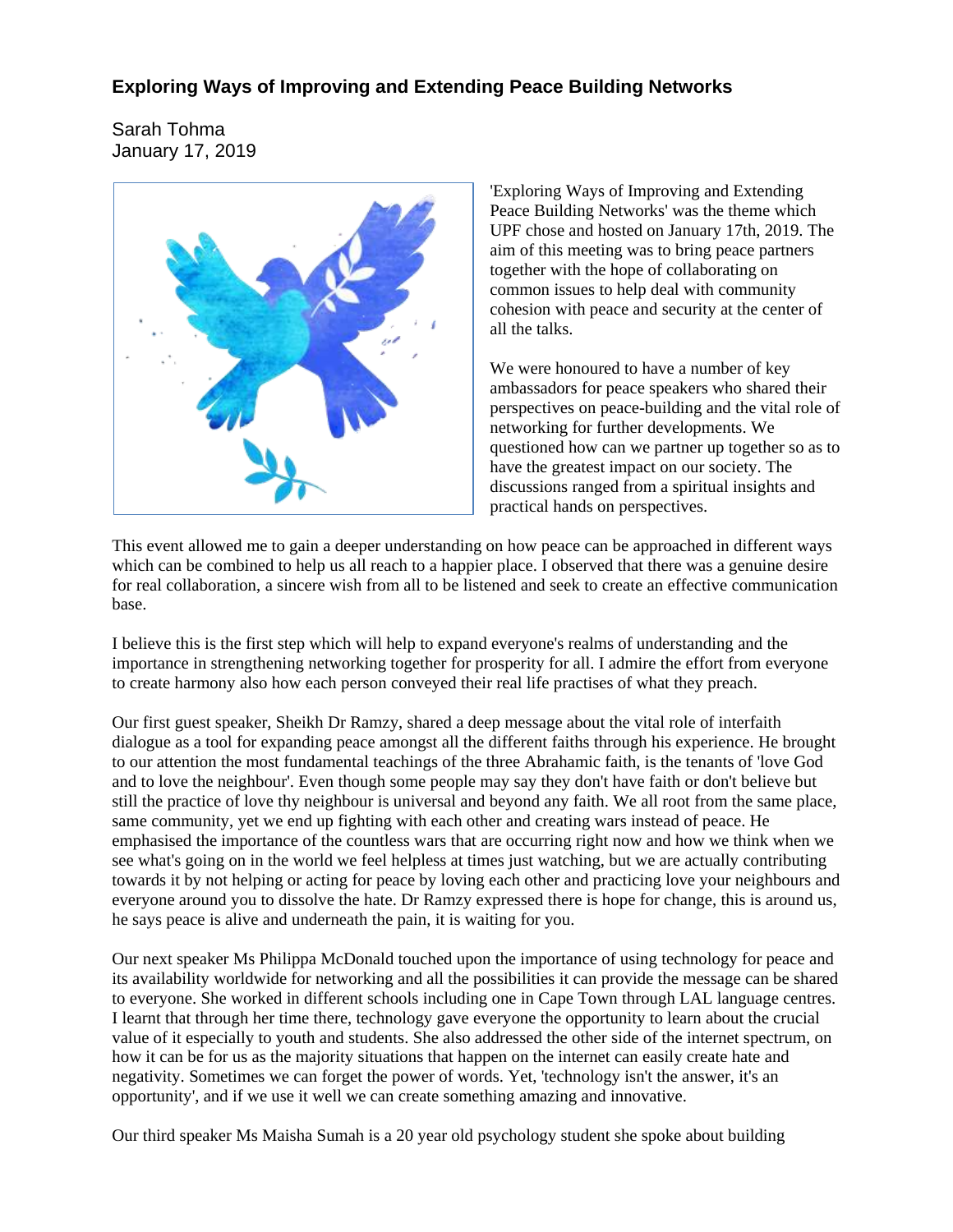## Exploring Ways of Improving and Extending Peace Building Networks

Sarah Tohma
January 17, 2019

'Exploring Ways of Improving and Extending Peace Building Networks' was the theme which UPF chose and hosted on January 17th, 2019. The aim of this meeting was to bring peace partners together with the hope of collaborating on common issues to help deal with community cohesion with peace and security at the center of all the talks.

We were honoured to have a number of key ambassadors for peace speakers who shared their perspectives on peace-building and the vital role of networking for further developments. We questioned how can we partner up together so as to have the greatest impact on our society. The discussions ranged from a spiritual insights and practical hands on perspectives.

This event allowed me to gain a deeper understanding on how peace can be approached in different ways which can be combined to help us all reach to a happier place. I observed that there was a genuine desire for real collaboration, a sincere wish from all to be listened and seek to create an effective communication base.

I believe this is the first step which will help to expand everyone's realms of understanding and the importance in strengthening networking together for prosperity for all. I admire the effort from everyone to create harmony also how each person conveyed their real life practises of what they preach.

Our first guest speaker, Sheikh Dr Ramzy, shared a deep message about the vital role of interfaith dialogue as a tool for expanding peace amongst all the different faiths through his experience. He brought to our attention the most fundamental teachings of the three Abrahamic faith, is the tenants of 'love God and to love the neighbour'. Even though some people may say they don't have faith or don't believe but still the practice of love thy neighbour is universal and beyond any faith. We all root from the same place, same community, yet we end up fighting with each other and creating wars instead of peace. He emphasised the importance of the countless wars that are occurring right now and how we think when we see what's going on in the world we feel helpless at times just watching, but we are actually contributing towards it by not helping or acting for peace by loving each other and practicing love your neighbours and everyone around you to dissolve the hate. Dr Ramzy expressed there is hope for change, this is around us, he says peace is alive and underneath the pain, it is waiting for you.

Our next speaker Ms Philippa McDonald touched upon the importance of using technology for peace and its availability worldwide for networking and all the possibilities it can provide the message can be shared to everyone. She worked in different schools including one in Cape Town through LAL language centres. I learnt that through her time there, technology gave everyone the opportunity to learn about the crucial value of it especially to youth and students. She also addressed the other side of the internet spectrum, on how it can be for us as the majority situations that happen on the internet can easily create hate and negativity. Sometimes we can forget the power of words. Yet, 'technology isn't the answer, it's an opportunity', and if we use it well we can create something amazing and innovative.

Our third speaker Ms Maisha Sumah is a 20 year old psychology student she spoke about building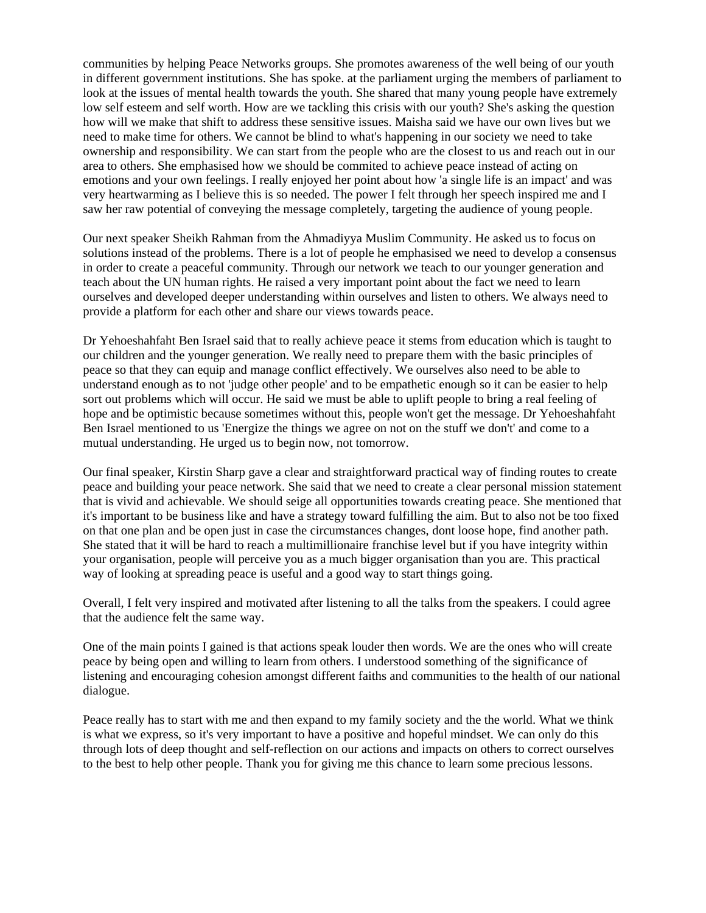communities by helping Peace Networks groups. She promotes awareness of the well being of our youth in different government institutions. She has spoke. at the parliament urging the members of parliament to look at the issues of mental health towards the youth. She shared that many young people have extremely low self esteem and self worth. How are we tackling this crisis with our youth? She's asking the question how will we make that shift to address these sensitive issues. Maisha said we have our own lives but we need to make time for others. We cannot be blind to what's happening in our society we need to take ownership and responsibility. We can start from the people who are the closest to us and reach out in our area to others. She emphasised how we should be commited to achieve peace instead of acting on emotions and your own feelings. I really enjoyed her point about how 'a single life is an impact' and was very heartwarming as I believe this is so needed. The power I felt through her speech inspired me and I saw her raw potential of conveying the message completely, targeting the audience of young people.

Our next speaker Sheikh Rahman from the Ahmadiyya Muslim Community. He asked us to focus on solutions instead of the problems. There is a lot of people he emphasised we need to develop a consensus in order to create a peaceful community. Through our network we teach to our younger generation and teach about the UN human rights. He raised a very important point about the fact we need to learn ourselves and developed deeper understanding within ourselves and listen to others. We always need to provide a platform for each other and share our views towards peace.

Dr Yehoeshahfaht Ben Israel said that to really achieve peace it stems from education which is taught to our children and the younger generation. We really need to prepare them with the basic principles of peace so that they can equip and manage conflict effectively. We ourselves also need to be able to understand enough as to not 'judge other people' and to be empathetic enough so it can be easier to help sort out problems which will occur. He said we must be able to uplift people to bring a real feeling of hope and be optimistic because sometimes without this, people won't get the message. Dr Yehoeshahfaht Ben Israel mentioned to us 'Energize the things we agree on not on the stuff we don't' and come to a mutual understanding. He urged us to begin now, not tomorrow.

Our final speaker, Kirstin Sharp gave a clear and straightforward practical way of finding routes to create peace and building your peace network. She said that we need to create a clear personal mission statement that is vivid and achievable. We should seige all opportunities towards creating peace. She mentioned that it's important to be business like and have a strategy toward fulfilling the aim. But to also not be too fixed on that one plan and be open just in case the circumstances changes, dont loose hope, find another path. She stated that it will be hard to reach a multimillionaire franchise level but if you have integrity within your organisation, people will perceive you as a much bigger organisation than you are. This practical way of looking at spreading peace is useful and a good way to start things going.

Overall, I felt very inspired and motivated after listening to all the talks from the speakers. I could agree that the audience felt the same way.

One of the main points I gained is that actions speak louder then words. We are the ones who will create peace by being open and willing to learn from others. I understood something of the significance of listening and encouraging cohesion amongst different faiths and communities to the health of our national dialogue.

Peace really has to start with me and then expand to my family society and the the world. What we think is what we express, so it's very important to have a positive and hopeful mindset. We can only do this through lots of deep thought and self-reflection on our actions and impacts on others to correct ourselves to the best to help other people. Thank you for giving me this chance to learn some precious lessons.